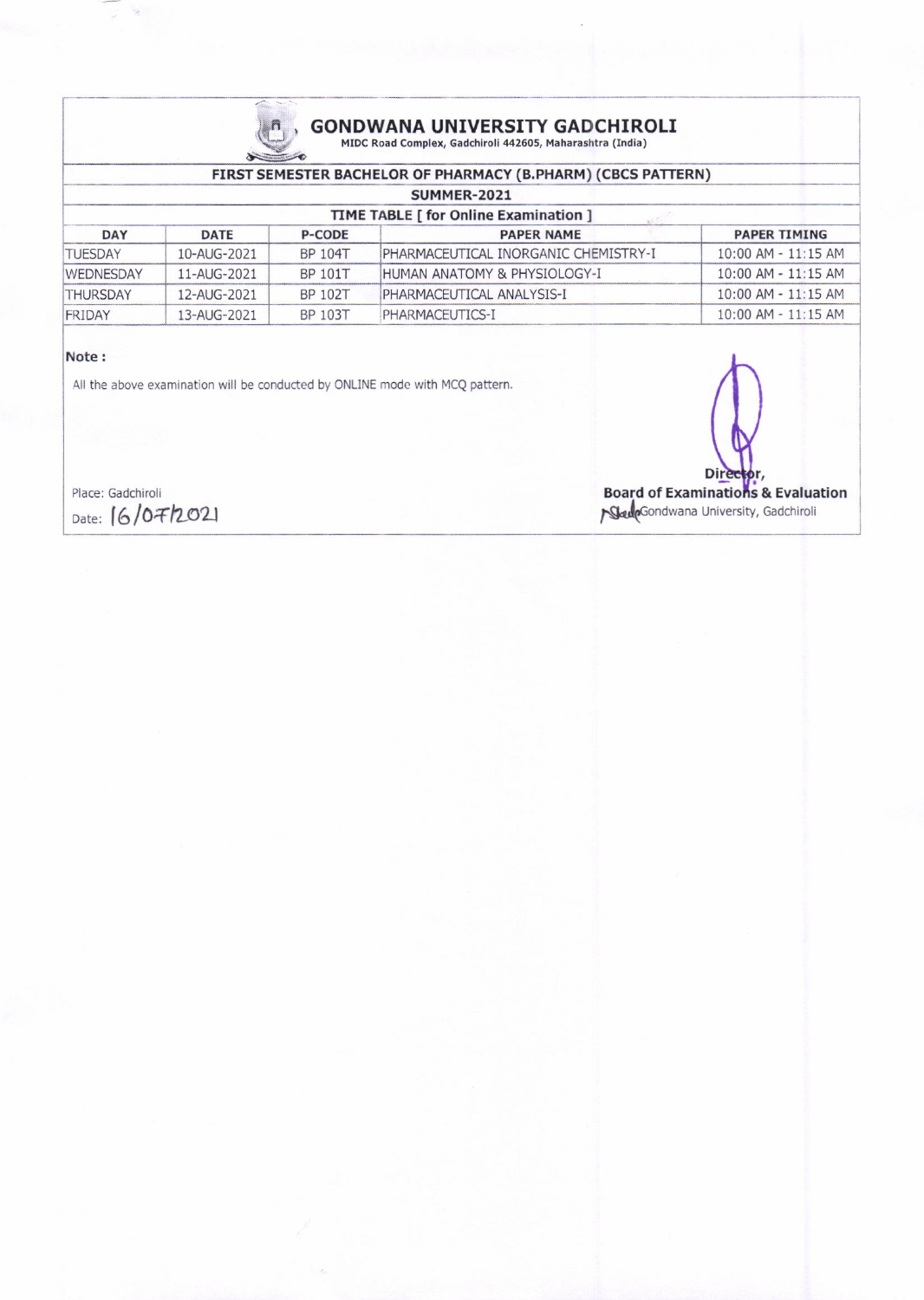# GONDWANA UNIVERSITY GADCHIROLI

MIDC Road Complex, Gadchiroli 442605, Maharashtra (India)

## FIRST SEMESTER BACHELOR OF PHARMACY (B.PHARM) (CBCS PATTERN)

**SUMMER-2021**

**TIME TABLE [ for Online Examination ]**

| DAY | DATE | P-CODE | PAPER NAME | PAPER TIMING |
|---|---|---|---|---|
| TUESDAY | 10-AUG-2021 | BP 104T | PHARMACEUTICAL INORGANIC CHEMISTRY-I | 10:00 AM - 11:15 AM |
| WEDNESDAY | 11-AUG-2021 | BP 101T | HUMAN ANATOMY & PHYSIOLOGY-I | 10:00 AM - 11:15 AM |
| THURSDAY | 12-AUG-2021 | BP 102T | PHARMACEUTICAL ANALYSIS-I | 10:00 AM - 11:15 AM |
| FRIDAY | 13-AUG-2021 | BP 103T | PHARMACEUTICS-I | 10:00 AM - 11:15 AM |

**Note :**

All the above examination will be conducted by ONLINE mode with MCQ pattern.

Place: Gadchiroli

Date: 16/07/2021

Director,
**Board of Examinations & Evaluation**
Gondwana University, Gadchiroli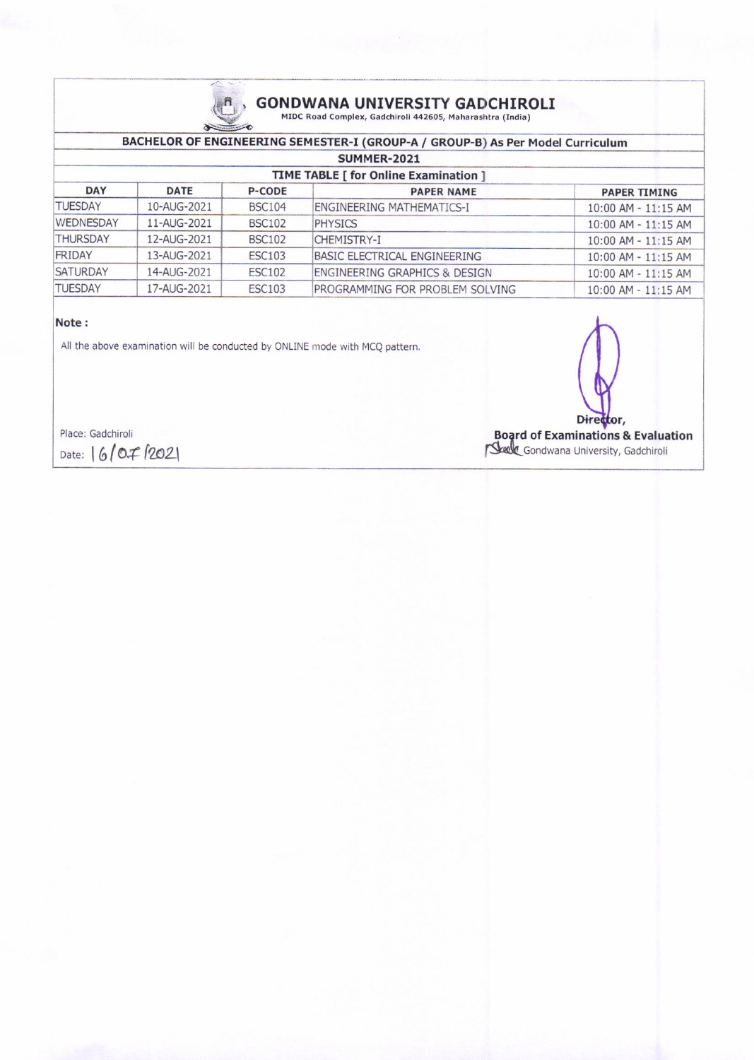# GONDWANA UNIVERSITY GADCHIROLI

MIDC Road Complex, Gadchiroli 442605, Maharashtra (India)

**BACHELOR OF ENGINEERING SEMESTER-I (GROUP-A / GROUP-B) As Per Model Curriculum**

**SUMMER-2021**

**TIME TABLE [ for Online Examination ]**

| DAY | DATE | P-CODE | PAPER NAME | PAPER TIMING |
|---|---|---|---|---|
| TUESDAY | 10-AUG-2021 | BSC104 | ENGINEERING MATHEMATICS-I | 10:00 AM - 11:15 AM |
| WEDNESDAY | 11-AUG-2021 | BSC102 | PHYSICS | 10:00 AM - 11:15 AM |
| THURSDAY | 12-AUG-2021 | BSC102 | CHEMISTRY-I | 10:00 AM - 11:15 AM |
| FRIDAY | 13-AUG-2021 | ESC103 | BASIC ELECTRICAL ENGINEERING | 10:00 AM - 11:15 AM |
| SATURDAY | 14-AUG-2021 | ESC102 | ENGINEERING GRAPHICS & DESIGN | 10:00 AM - 11:15 AM |
| TUESDAY | 17-AUG-2021 | ESC103 | PROGRAMMING FOR PROBLEM SOLVING | 10:00 AM - 11:15 AM |

**Note :**

All the above examination will be conducted by ONLINE mode with MCQ pattern.

Place: Gadchiroli

Date: 16/07/2021

Director,

**Board of Examinations & Evaluation**

Gondwana University, Gadchiroli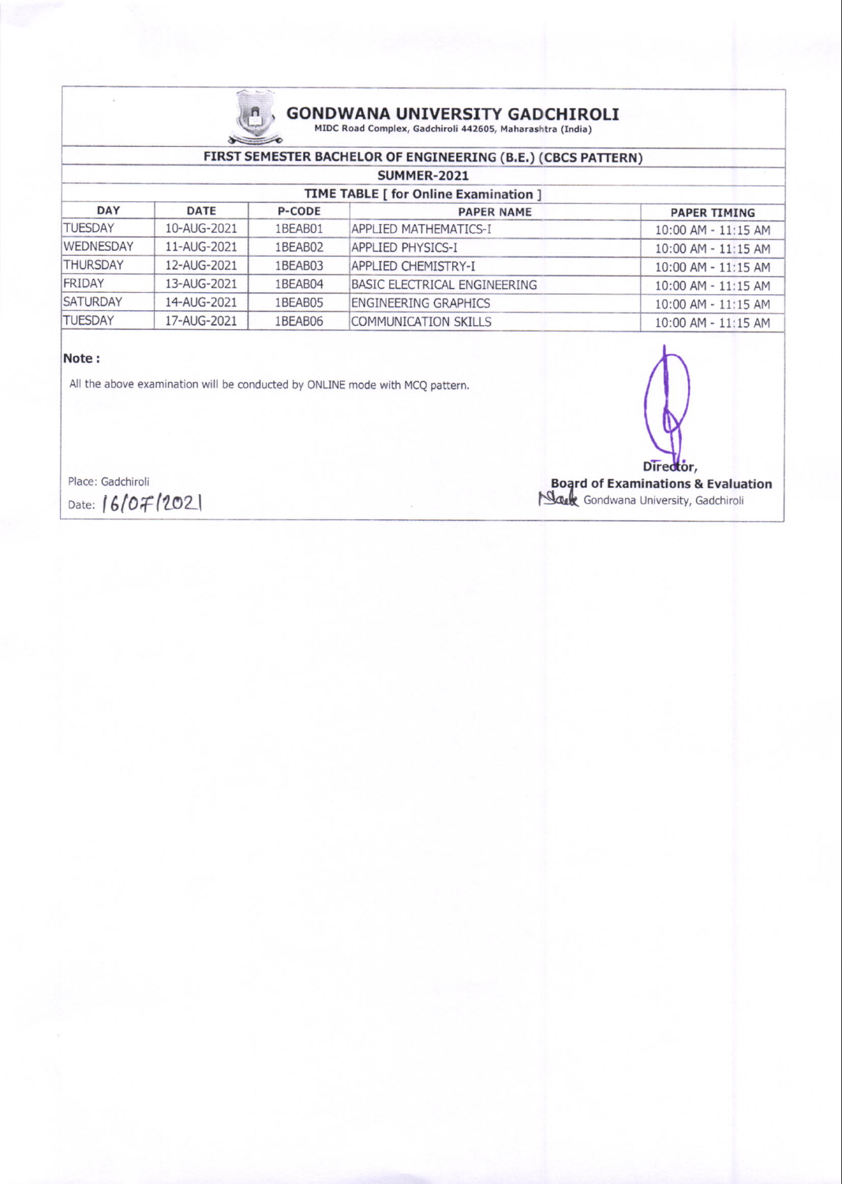# GONDWANA UNIVERSITY GADCHIROLI

MIDC Road Complex, Gadchiroli 442605, Maharashtra (India)

## FIRST SEMESTER BACHELOR OF ENGINEERING (B.E.) (CBCS PATTERN)

### SUMMER-2021

### TIME TABLE [ for Online Examination ]

| DAY | DATE | P-CODE | PAPER NAME | PAPER TIMING |
|---|---|---|---|---|
| TUESDAY | 10-AUG-2021 | 1BEAB01 | APPLIED MATHEMATICS-I | 10:00 AM - 11:15 AM |
| WEDNESDAY | 11-AUG-2021 | 1BEAB02 | APPLIED PHYSICS-I | 10:00 AM - 11:15 AM |
| THURSDAY | 12-AUG-2021 | 1BEAB03 | APPLIED CHEMISTRY-I | 10:00 AM - 11:15 AM |
| FRIDAY | 13-AUG-2021 | 1BEAB04 | BASIC ELECTRICAL ENGINEERING | 10:00 AM - 11:15 AM |
| SATURDAY | 14-AUG-2021 | 1BEAB05 | ENGINEERING GRAPHICS | 10:00 AM - 11:15 AM |
| TUESDAY | 17-AUG-2021 | 1BEAB06 | COMMUNICATION SKILLS | 10:00 AM - 11:15 AM |

**Note :**

All the above examination will be conducted by ONLINE mode with MCQ pattern.

Place: Gadchiroli

Date: 16/07/2021

Director,

**Board of Examinations & Evaluation**

Gondwana University, Gadchiroli